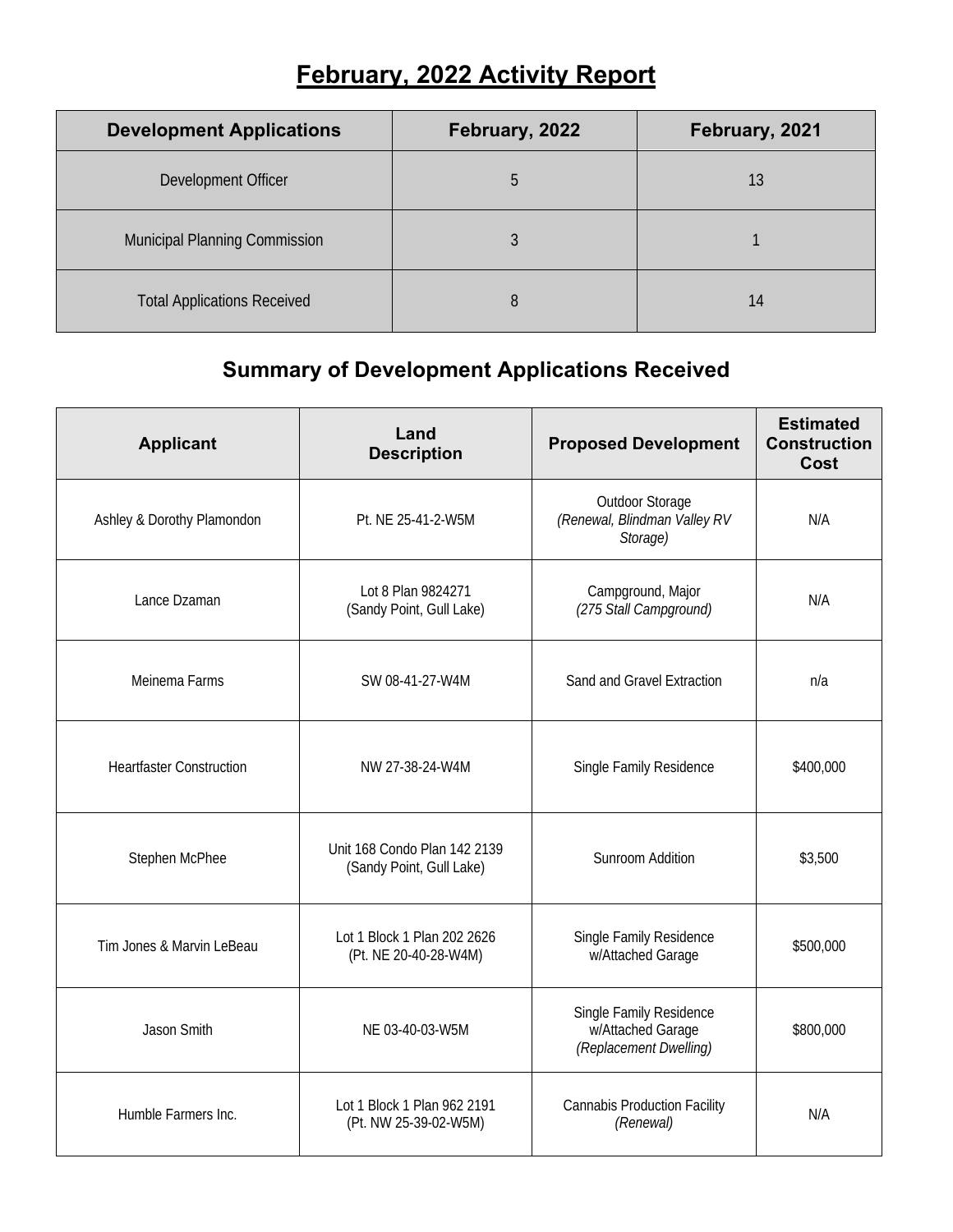# February, 2022 Activity Report

| Development Applications | February, 2022 | February, 2021 |
|---|---|---|
| Development Officer | 5 | 13 |
| Municipal Planning Commission | 3 | 1 |
| Total Applications Received | 8 | 14 |

## Summary of Development Applications Received

| Applicant | Land Description | Proposed Development | Estimated Construction Cost |
|---|---|---|---|
| Ashley & Dorothy Plamondon | Pt. NE 25-41-2-W5M | Outdoor Storage *(Renewal, Blindman Valley RV Storage)* | N/A |
| Lance Dzaman | Lot 8 Plan 9824271 (Sandy Point, Gull Lake) | Campground, Major *(275 Stall Campground)* | N/A |
| Meinema Farms | SW 08-41-27-W4M | Sand and Gravel Extraction | n/a |
| Heartfaster Construction | NW 27-38-24-W4M | Single Family Residence | $400,000 |
| Stephen McPhee | Unit 168 Condo Plan 142 2139 (Sandy Point, Gull Lake) | Sunroom Addition | $3,500 |
| Tim Jones & Marvin LeBeau | Lot 1 Block 1 Plan 202 2626 (Pt. NE 20-40-28-W4M) | Single Family Residence w/Attached Garage | $500,000 |
| Jason Smith | NE 03-40-03-W5M | Single Family Residence w/Attached Garage *(Replacement Dwelling)* | $800,000 |
| Humble Farmers Inc. | Lot 1 Block 1 Plan 962 2191 (Pt. NW 25-39-02-W5M) | Cannabis Production Facility *(Renewal)* | N/A |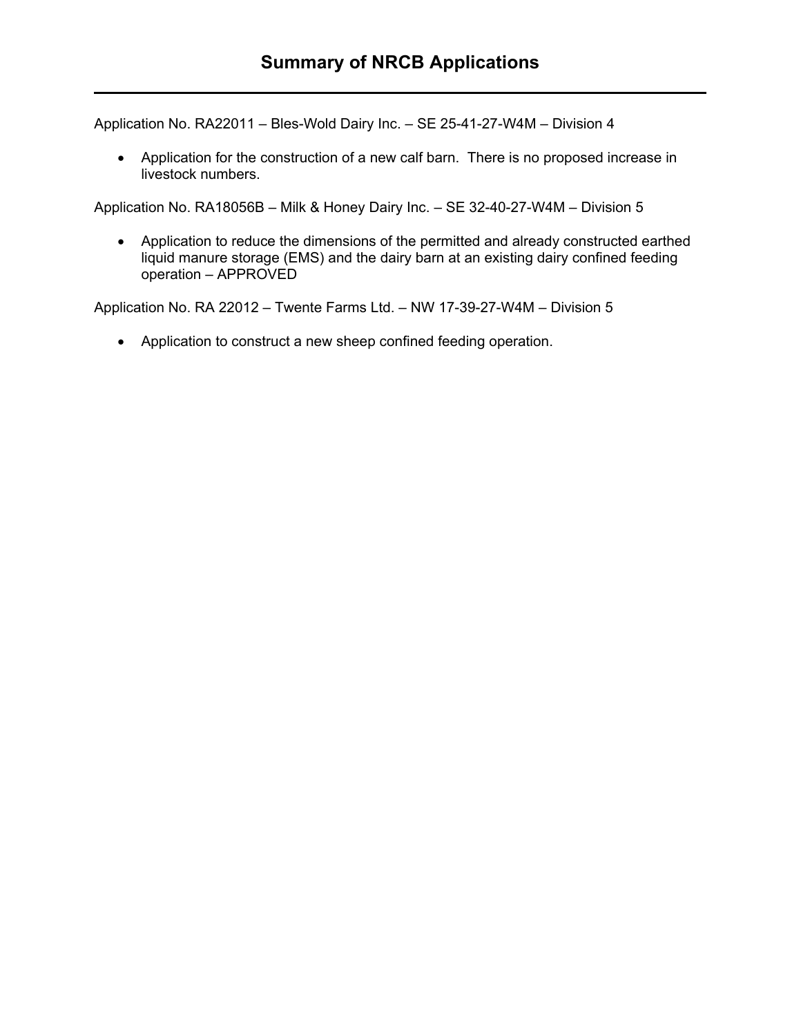# Summary of NRCB Applications

Application No. RA22011 – Bles-Wold Dairy Inc. – SE 25-41-27-W4M – Division 4

- Application for the construction of a new calf barn. There is no proposed increase in livestock numbers.

Application No. RA18056B – Milk & Honey Dairy Inc. – SE 32-40-27-W4M – Division 5

- Application to reduce the dimensions of the permitted and already constructed earthed liquid manure storage (EMS) and the dairy barn at an existing dairy confined feeding operation – APPROVED

Application No. RA 22012 – Twente Farms Ltd. – NW 17-39-27-W4M – Division 5

- Application to construct a new sheep confined feeding operation.